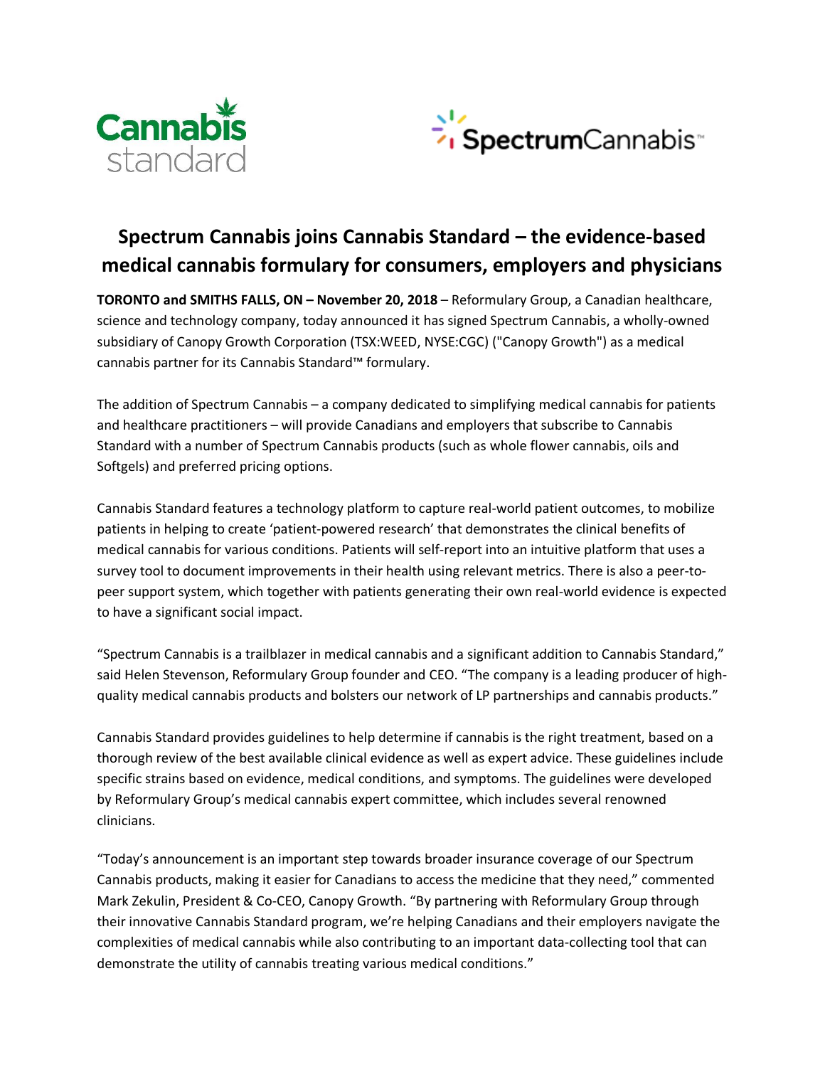# Spectrum Cannabis joins Cannabis Standard – the evidence-based medical cannabis formulary for consumers, employers and physicians

**TORONTO and SMITHS FALLS, ON – November 20, 2018** – Reformulary Group, a Canadian healthcare, science and technology company, today announced it has signed Spectrum Cannabis, a wholly-owned subsidiary of Canopy Growth Corporation (TSX:WEED, NYSE:CGC) ("Canopy Growth") as a medical cannabis partner for its Cannabis Standard™ formulary.

The addition of Spectrum Cannabis – a company dedicated to simplifying medical cannabis for patients and healthcare practitioners – will provide Canadians and employers that subscribe to Cannabis Standard with a number of Spectrum Cannabis products (such as whole flower cannabis, oils and Softgels) and preferred pricing options.

Cannabis Standard features a technology platform to capture real-world patient outcomes, to mobilize patients in helping to create 'patient-powered research' that demonstrates the clinical benefits of medical cannabis for various conditions. Patients will self-report into an intuitive platform that uses a survey tool to document improvements in their health using relevant metrics. There is also a peer-to-peer support system, which together with patients generating their own real-world evidence is expected to have a significant social impact.

"Spectrum Cannabis is a trailblazer in medical cannabis and a significant addition to Cannabis Standard," said Helen Stevenson, Reformulary Group founder and CEO. "The company is a leading producer of high-quality medical cannabis products and bolsters our network of LP partnerships and cannabis products."

Cannabis Standard provides guidelines to help determine if cannabis is the right treatment, based on a thorough review of the best available clinical evidence as well as expert advice. These guidelines include specific strains based on evidence, medical conditions, and symptoms. The guidelines were developed by Reformulary Group's medical cannabis expert committee, which includes several renowned clinicians.

"Today's announcement is an important step towards broader insurance coverage of our Spectrum Cannabis products, making it easier for Canadians to access the medicine that they need," commented Mark Zekulin, President & Co-CEO, Canopy Growth. "By partnering with Reformulary Group through their innovative Cannabis Standard program, we're helping Canadians and their employers navigate the complexities of medical cannabis while also contributing to an important data-collecting tool that can demonstrate the utility of cannabis treating various medical conditions."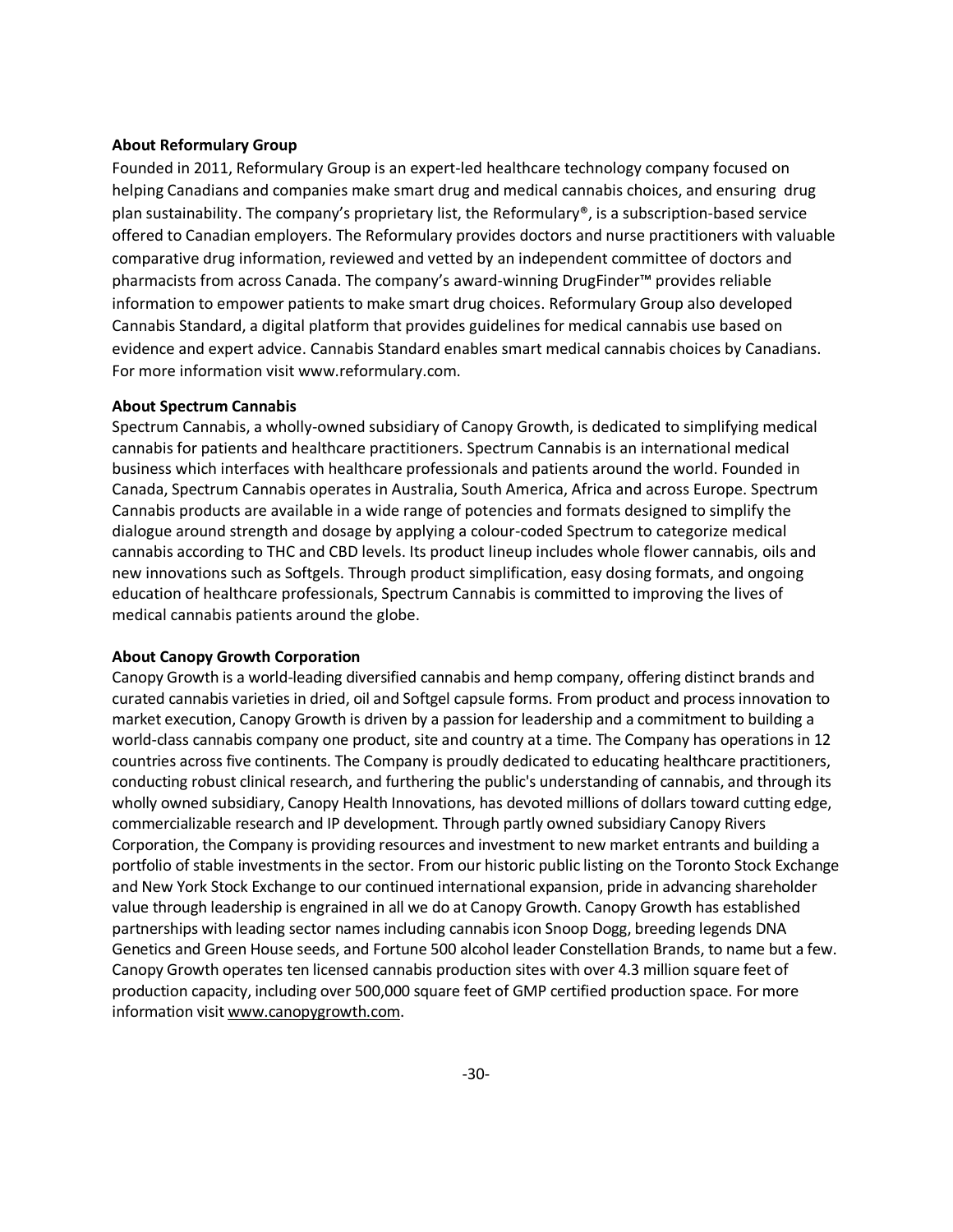**About Reformulary Group**

Founded in 2011, Reformulary Group is an expert-led healthcare technology company focused on helping Canadians and companies make smart drug and medical cannabis choices, and ensuring drug plan sustainability. The company's proprietary list, the Reformulary®, is a subscription-based service offered to Canadian employers. The Reformulary provides doctors and nurse practitioners with valuable comparative drug information, reviewed and vetted by an independent committee of doctors and pharmacists from across Canada. The company's award-winning DrugFinder™ provides reliable information to empower patients to make smart drug choices. Reformulary Group also developed Cannabis Standard, a digital platform that provides guidelines for medical cannabis use based on evidence and expert advice. Cannabis Standard enables smart medical cannabis choices by Canadians. For more information visit www.reformulary.com.

**About Spectrum Cannabis**

Spectrum Cannabis, a wholly-owned subsidiary of Canopy Growth, is dedicated to simplifying medical cannabis for patients and healthcare practitioners. Spectrum Cannabis is an international medical business which interfaces with healthcare professionals and patients around the world. Founded in Canada, Spectrum Cannabis operates in Australia, South America, Africa and across Europe. Spectrum Cannabis products are available in a wide range of potencies and formats designed to simplify the dialogue around strength and dosage by applying a colour-coded Spectrum to categorize medical cannabis according to THC and CBD levels. Its product lineup includes whole flower cannabis, oils and new innovations such as Softgels. Through product simplification, easy dosing formats, and ongoing education of healthcare professionals, Spectrum Cannabis is committed to improving the lives of medical cannabis patients around the globe.

**About Canopy Growth Corporation**

Canopy Growth is a world-leading diversified cannabis and hemp company, offering distinct brands and curated cannabis varieties in dried, oil and Softgel capsule forms. From product and process innovation to market execution, Canopy Growth is driven by a passion for leadership and a commitment to building a world-class cannabis company one product, site and country at a time. The Company has operations in 12 countries across five continents. The Company is proudly dedicated to educating healthcare practitioners, conducting robust clinical research, and furthering the public's understanding of cannabis, and through its wholly owned subsidiary, Canopy Health Innovations, has devoted millions of dollars toward cutting edge, commercializable research and IP development. Through partly owned subsidiary Canopy Rivers Corporation, the Company is providing resources and investment to new market entrants and building a portfolio of stable investments in the sector. From our historic public listing on the Toronto Stock Exchange and New York Stock Exchange to our continued international expansion, pride in advancing shareholder value through leadership is engrained in all we do at Canopy Growth. Canopy Growth has established partnerships with leading sector names including cannabis icon Snoop Dogg, breeding legends DNA Genetics and Green House seeds, and Fortune 500 alcohol leader Constellation Brands, to name but a few. Canopy Growth operates ten licensed cannabis production sites with over 4.3 million square feet of production capacity, including over 500,000 square feet of GMP certified production space. For more information visit www.canopygrowth.com.

-30-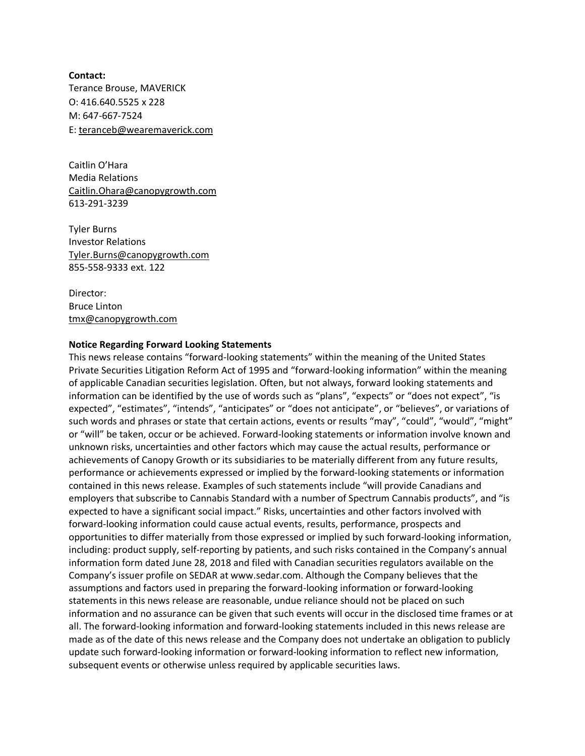**Contact:**
Terance Brouse, MAVERICK
O: 416.640.5525 x 228
M: 647-667-7524
E: teranceb@wearemaverick.com

Caitlin O'Hara
Media Relations
Caitlin.Ohara@canopygrowth.com
613-291-3239

Tyler Burns
Investor Relations
Tyler.Burns@canopygrowth.com
855-558-9333 ext. 122

Director:
Bruce Linton
tmx@canopygrowth.com

**Notice Regarding Forward Looking Statements**

This news release contains "forward-looking statements" within the meaning of the United States Private Securities Litigation Reform Act of 1995 and "forward-looking information" within the meaning of applicable Canadian securities legislation. Often, but not always, forward looking statements and information can be identified by the use of words such as "plans", "expects" or "does not expect", "is expected", "estimates", "intends", "anticipates" or "does not anticipate", or "believes", or variations of such words and phrases or state that certain actions, events or results "may", "could", "would", "might" or "will" be taken, occur or be achieved. Forward-looking statements or information involve known and unknown risks, uncertainties and other factors which may cause the actual results, performance or achievements of Canopy Growth or its subsidiaries to be materially different from any future results, performance or achievements expressed or implied by the forward-looking statements or information contained in this news release. Examples of such statements include "will provide Canadians and employers that subscribe to Cannabis Standard with a number of Spectrum Cannabis products", and "is expected to have a significant social impact." Risks, uncertainties and other factors involved with forward-looking information could cause actual events, results, performance, prospects and opportunities to differ materially from those expressed or implied by such forward-looking information, including: product supply, self-reporting by patients, and such risks contained in the Company's annual information form dated June 28, 2018 and filed with Canadian securities regulators available on the Company's issuer profile on SEDAR at www.sedar.com. Although the Company believes that the assumptions and factors used in preparing the forward-looking information or forward-looking statements in this news release are reasonable, undue reliance should not be placed on such information and no assurance can be given that such events will occur in the disclosed time frames or at all. The forward-looking information and forward-looking statements included in this news release are made as of the date of this news release and the Company does not undertake an obligation to publicly update such forward-looking information or forward-looking information to reflect new information, subsequent events or otherwise unless required by applicable securities laws.